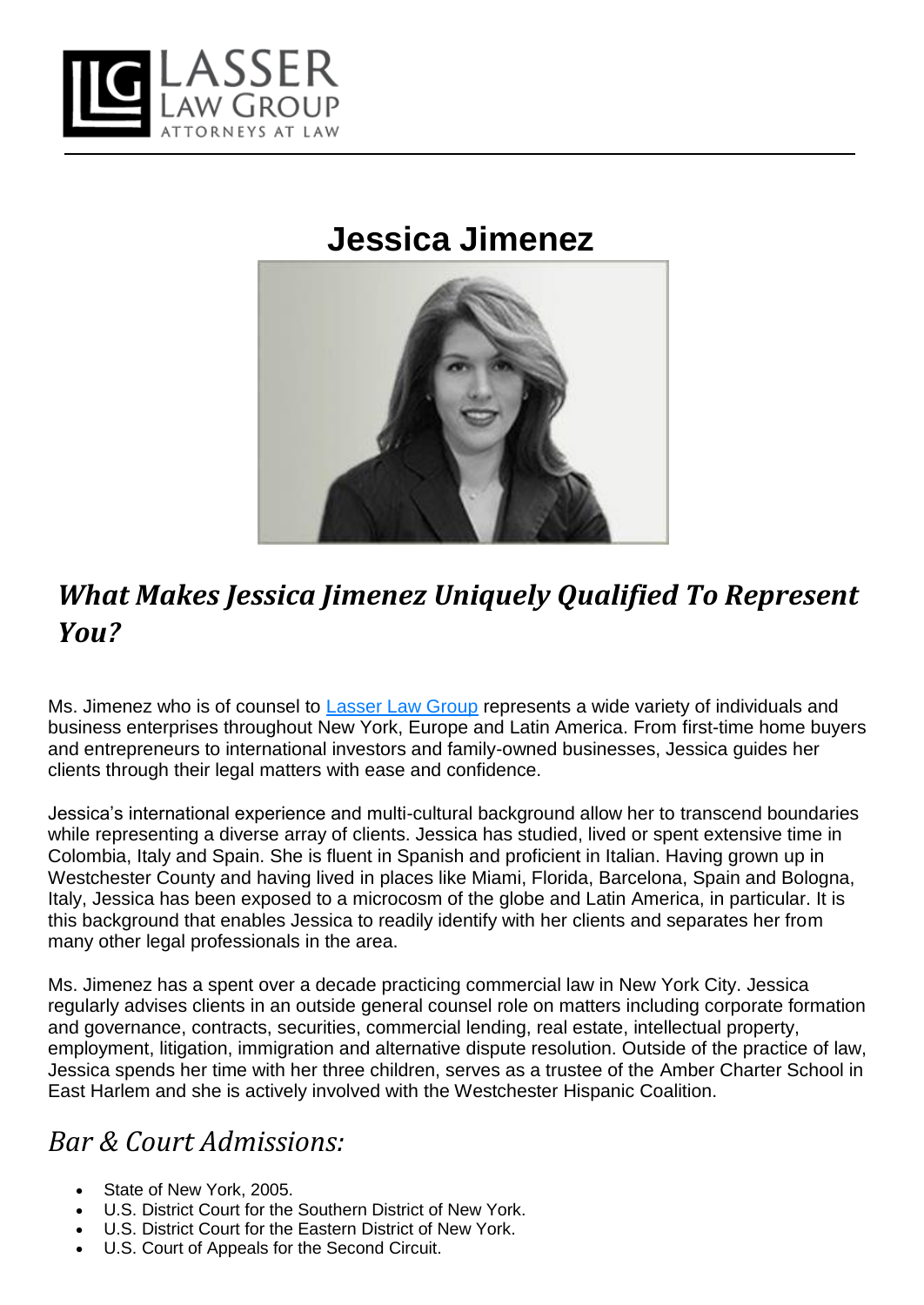# Jessica Jimenez

## *What Makes Jessica Jimenez Uniquely Qualified To Represent You?*

Ms. Jimenez who is of counsel to Lasser Law Group represents a wide variety of individuals and business enterprises throughout New York, Europe and Latin America. From first-time home buyers and entrepreneurs to international investors and family-owned businesses, Jessica guides her clients through their legal matters with ease and confidence.

Jessica's international experience and multi-cultural background allow her to transcend boundaries while representing a diverse array of clients. Jessica has studied, lived or spent extensive time in Colombia, Italy and Spain. She is fluent in Spanish and proficient in Italian. Having grown up in Westchester County and having lived in places like Miami, Florida, Barcelona, Spain and Bologna, Italy, Jessica has been exposed to a microcosm of the globe and Latin America, in particular. It is this background that enables Jessica to readily identify with her clients and separates her from many other legal professionals in the area.

Ms. Jimenez has a spent over a decade practicing commercial law in New York City. Jessica regularly advises clients in an outside general counsel role on matters including corporate formation and governance, contracts, securities, commercial lending, real estate, intellectual property, employment, litigation, immigration and alternative dispute resolution. Outside of the practice of law, Jessica spends her time with her three children, serves as a trustee of the Amber Charter School in East Harlem and she is actively involved with the Westchester Hispanic Coalition.

## *Bar & Court Admissions:*

- State of New York, 2005.
- U.S. District Court for the Southern District of New York.
- U.S. District Court for the Eastern District of New York.
- U.S. Court of Appeals for the Second Circuit.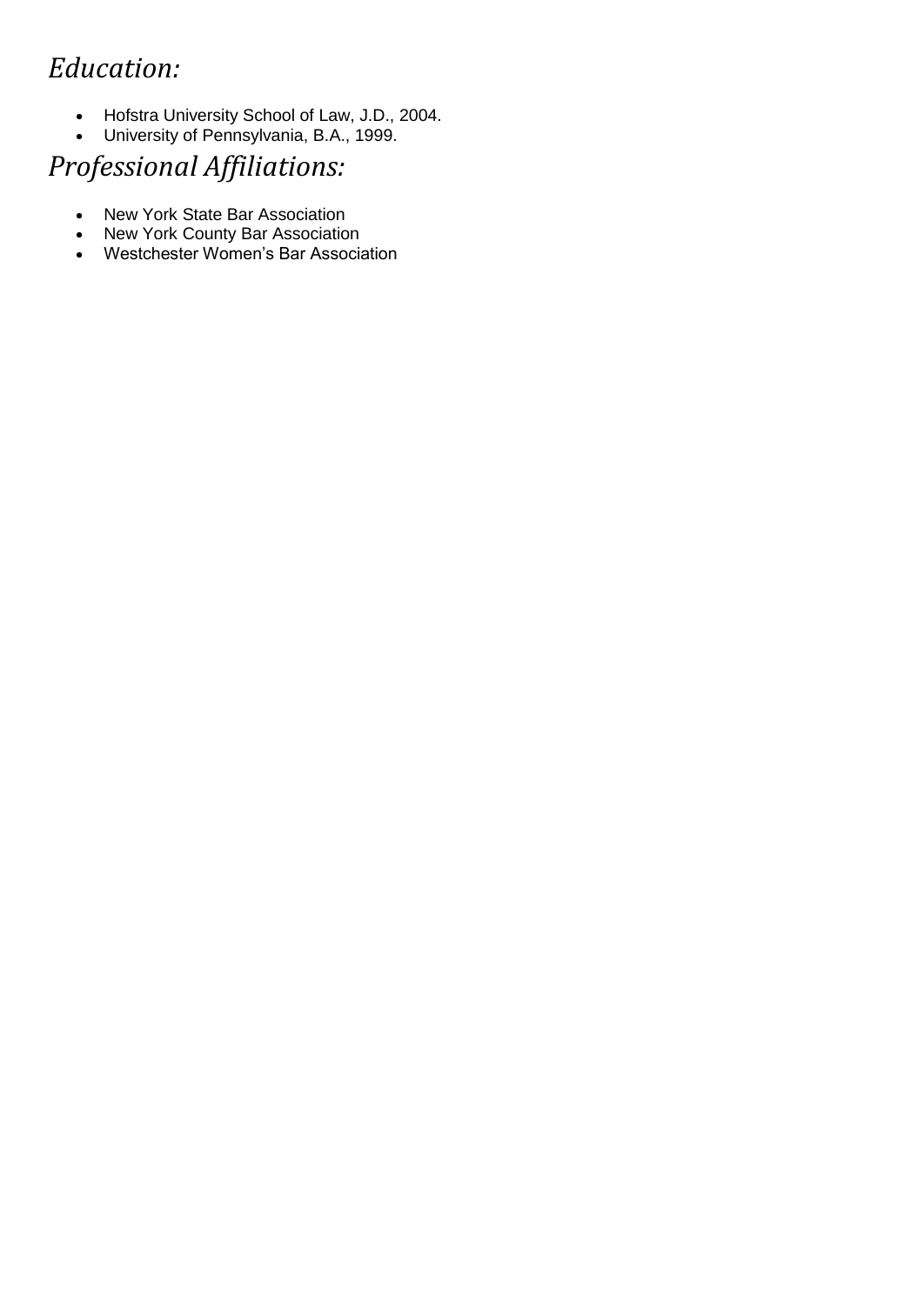## *Education:*

- Hofstra University School of Law, J.D., 2004.
- University of Pennsylvania, B.A., 1999.

## *Professional Affiliations:*

- New York State Bar Association
- New York County Bar Association
- Westchester Women's Bar Association